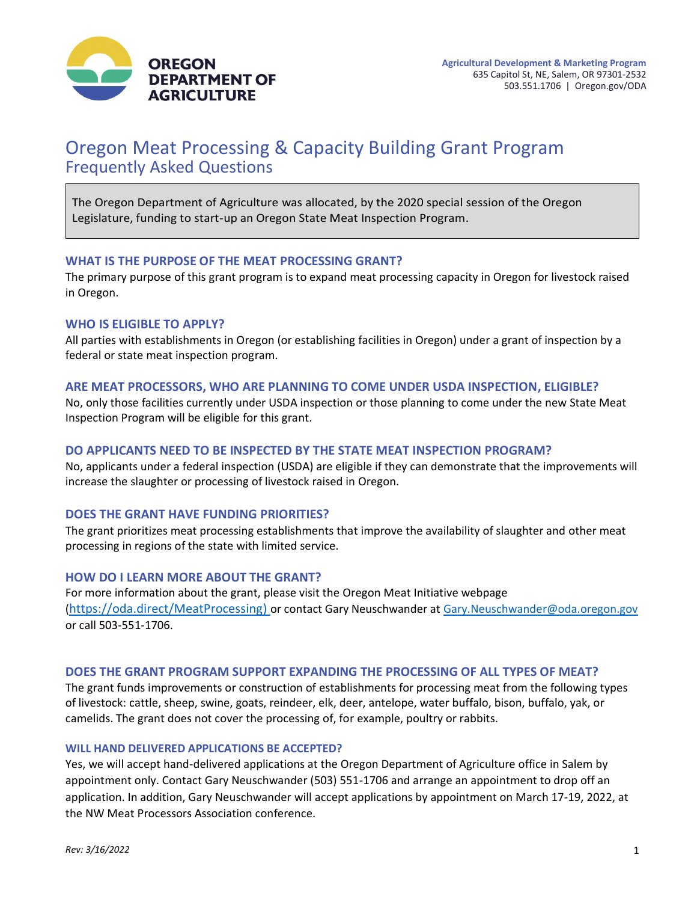**OREGON DEPARTMENT OF AGRICULTURE**

**Agricultural Development & Marketing Program**
635 Capitol St, NE, Salem, OR 97301-2532
503.551.1706 | Oregon.gov/ODA

# Oregon Meat Processing & Capacity Building Grant Program
## Frequently Asked Questions

The Oregon Department of Agriculture was allocated, by the 2020 special session of the Oregon Legislature, funding to start-up an Oregon State Meat Inspection Program.

### WHAT IS THE PURPOSE OF THE MEAT PROCESSING GRANT?

The primary purpose of this grant program is to expand meat processing capacity in Oregon for livestock raised in Oregon.

### WHO IS ELIGIBLE TO APPLY?

All parties with establishments in Oregon (or establishing facilities in Oregon) under a grant of inspection by a federal or state meat inspection program.

### ARE MEAT PROCESSORS, WHO ARE PLANNING TO COME UNDER USDA INSPECTION, ELIGIBLE?

No, only those facilities currently under USDA inspection or those planning to come under the new State Meat Inspection Program will be eligible for this grant.

### DO APPLICANTS NEED TO BE INSPECTED BY THE STATE MEAT INSPECTION PROGRAM?

No, applicants under a federal inspection (USDA) are eligible if they can demonstrate that the improvements will increase the slaughter or processing of livestock raised in Oregon.

### DOES THE GRANT HAVE FUNDING PRIORITIES?

The grant prioritizes meat processing establishments that improve the availability of slaughter and other meat processing in regions of the state with limited service.

### HOW DO I LEARN MORE ABOUT THE GRANT?

For more information about the grant, please visit the Oregon Meat Initiative webpage (https://oda.direct/MeatProcessing) or contact Gary Neuschwander at Gary.Neuschwander@oda.oregon.gov or call 503-551-1706.

### DOES THE GRANT PROGRAM SUPPORT EXPANDING THE PROCESSING OF ALL TYPES OF MEAT?

The grant funds improvements or construction of establishments for processing meat from the following types of livestock: cattle, sheep, swine, goats, reindeer, elk, deer, antelope, water buffalo, bison, buffalo, yak, or camelids. The grant does not cover the processing of, for example, poultry or rabbits.

### WILL HAND DELIVERED APPLICATIONS BE ACCEPTED?

Yes, we will accept hand-delivered applications at the Oregon Department of Agriculture office in Salem by appointment only. Contact Gary Neuschwander (503) 551-1706 and arrange an appointment to drop off an application. In addition, Gary Neuschwander will accept applications by appointment on March 17-19, 2022, at the NW Meat Processors Association conference.

*Rev: 3/16/2022*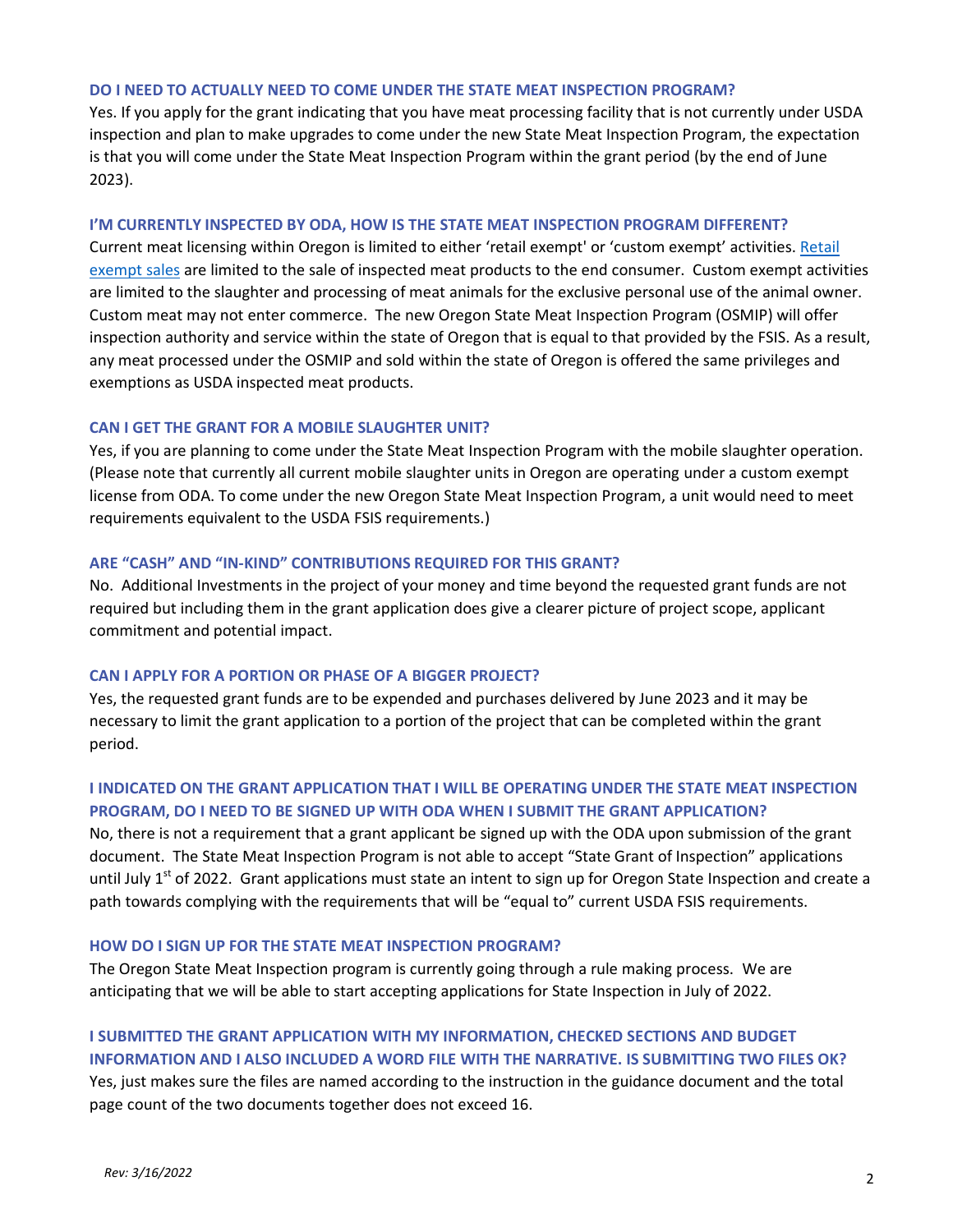### DO I NEED TO ACTUALLY NEED TO COME UNDER THE STATE MEAT INSPECTION PROGRAM?

Yes. If you apply for the grant indicating that you have meat processing facility that is not currently under USDA inspection and plan to make upgrades to come under the new State Meat Inspection Program, the expectation is that you will come under the State Meat Inspection Program within the grant period (by the end of June 2023).

### I'M CURRENTLY INSPECTED BY ODA, HOW IS THE STATE MEAT INSPECTION PROGRAM DIFFERENT?

Current meat licensing within Oregon is limited to either 'retail exempt' or 'custom exempt' activities. Retail exempt sales are limited to the sale of inspected meat products to the end consumer. Custom exempt activities are limited to the slaughter and processing of meat animals for the exclusive personal use of the animal owner. Custom meat may not enter commerce. The new Oregon State Meat Inspection Program (OSMIP) will offer inspection authority and service within the state of Oregon that is equal to that provided by the FSIS. As a result, any meat processed under the OSMIP and sold within the state of Oregon is offered the same privileges and exemptions as USDA inspected meat products.

### CAN I GET THE GRANT FOR A MOBILE SLAUGHTER UNIT?

Yes, if you are planning to come under the State Meat Inspection Program with the mobile slaughter operation. (Please note that currently all current mobile slaughter units in Oregon are operating under a custom exempt license from ODA. To come under the new Oregon State Meat Inspection Program, a unit would need to meet requirements equivalent to the USDA FSIS requirements.)

### ARE "CASH" AND "IN-KIND" CONTRIBUTIONS REQUIRED FOR THIS GRANT?

No. Additional Investments in the project of your money and time beyond the requested grant funds are not required but including them in the grant application does give a clearer picture of project scope, applicant commitment and potential impact.

### CAN I APPLY FOR A PORTION OR PHASE OF A BIGGER PROJECT?

Yes, the requested grant funds are to be expended and purchases delivered by June 2023 and it may be necessary to limit the grant application to a portion of the project that can be completed within the grant period.

### I INDICATED ON THE GRANT APPLICATION THAT I WILL BE OPERATING UNDER THE STATE MEAT INSPECTION PROGRAM, DO I NEED TO BE SIGNED UP WITH ODA WHEN I SUBMIT THE GRANT APPLICATION?

No, there is not a requirement that a grant applicant be signed up with the ODA upon submission of the grant document. The State Meat Inspection Program is not able to accept "State Grant of Inspection" applications until July 1st of 2022. Grant applications must state an intent to sign up for Oregon State Inspection and create a path towards complying with the requirements that will be "equal to" current USDA FSIS requirements.

### HOW DO I SIGN UP FOR THE STATE MEAT INSPECTION PROGRAM?

The Oregon State Meat Inspection program is currently going through a rule making process. We are anticipating that we will be able to start accepting applications for State Inspection in July of 2022.

### I SUBMITTED THE GRANT APPLICATION WITH MY INFORMATION, CHECKED SECTIONS AND BUDGET INFORMATION AND I ALSO INCLUDED A WORD FILE WITH THE NARRATIVE. IS SUBMITTING TWO FILES OK?

Yes, just makes sure the files are named according to the instruction in the guidance document and the total page count of the two documents together does not exceed 16.

*Rev: 3/16/2022*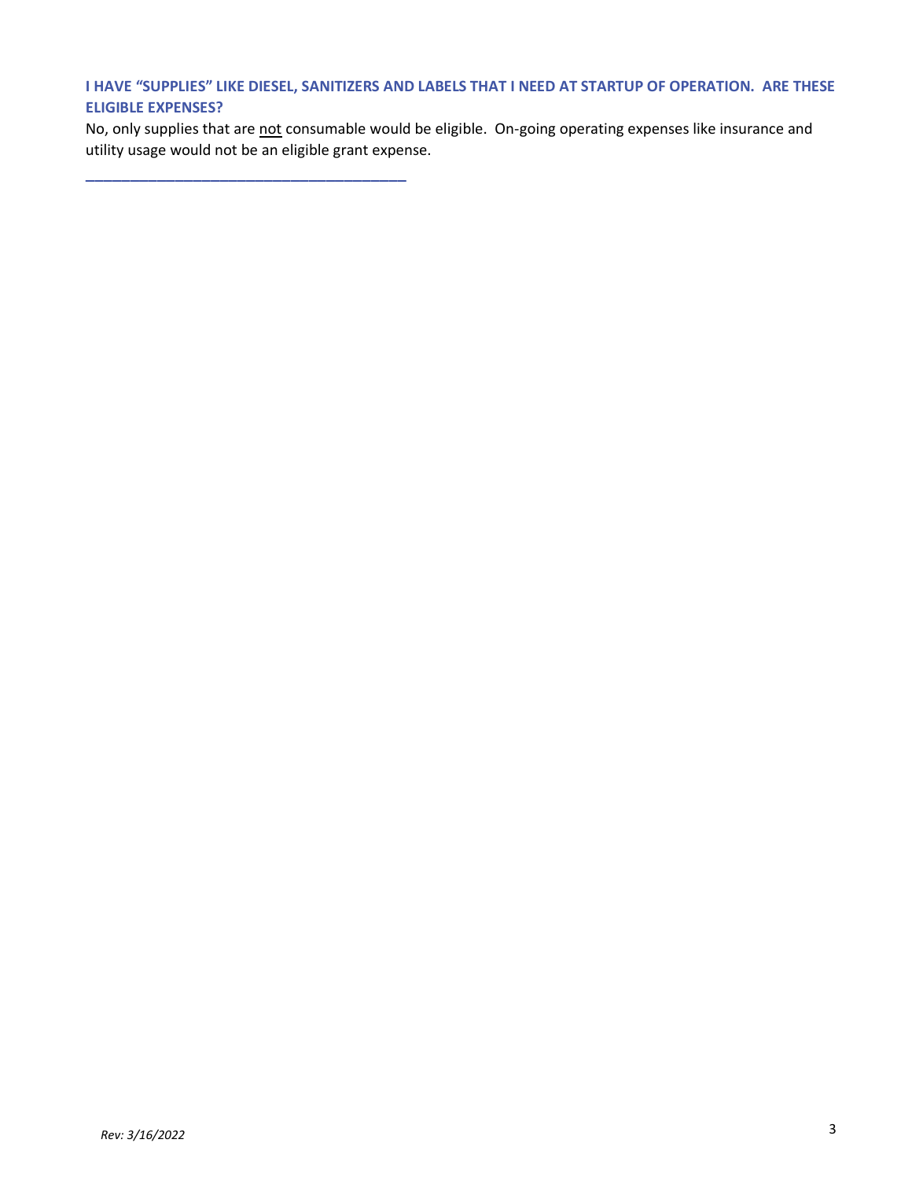### I HAVE "SUPPLIES" LIKE DIESEL, SANITIZERS AND LABELS THAT I NEED AT STARTUP OF OPERATION. ARE THESE ELIGIBLE EXPENSES?

No, only supplies that are <u>not</u> consumable would be eligible. On-going operating expenses like insurance and utility usage would not be an eligible grant expense.

---

*Rev: 3/16/2022*